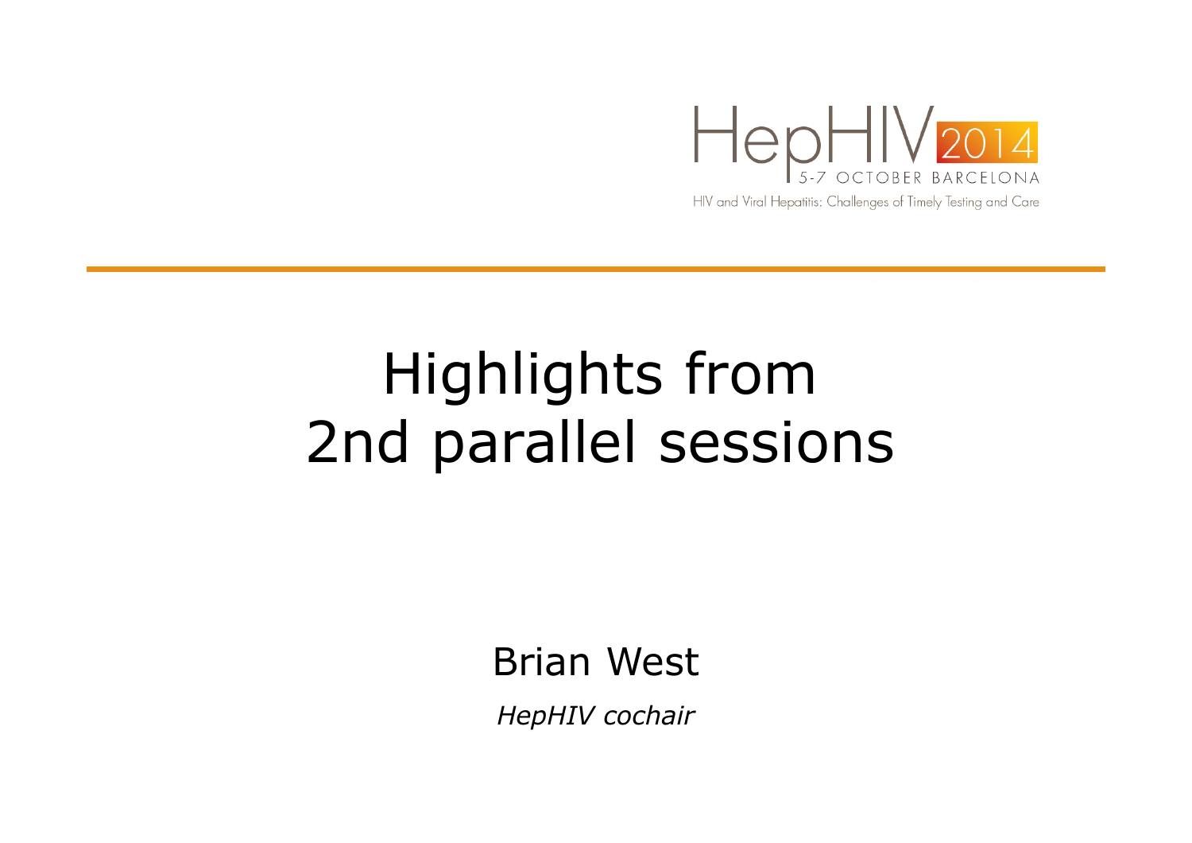HepHIV 2014

5-7 OCTOBER BARCELONA

HIV and Viral Hepatitis: Challenges of Timely Testing and Care

# Highlights from 2nd parallel sessions

Brian West

*HepHIV cochair*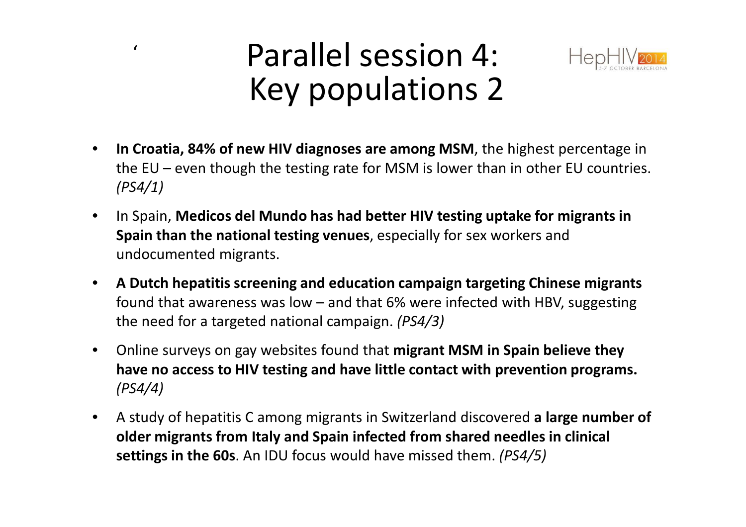# Parallel session 4: Key populations 2

- **In Croatia, 84% of new HIV diagnoses are among MSM**, the highest percentage in the EU – even though the testing rate for MSM is lower than in other EU countries. *(PS4/1)*
- In Spain, **Medicos del Mundo has had better HIV testing uptake for migrants in Spain than the national testing venues**, especially for sex workers and undocumented migrants.
- **A Dutch hepatitis screening and education campaign targeting Chinese migrants** found that awareness was low – and that 6% were infected with HBV, suggesting the need for a targeted national campaign. *(PS4/3)*
- Online surveys on gay websites found that **migrant MSM in Spain believe they have no access to HIV testing and have little contact with prevention programs.** *(PS4/4)*
- A study of hepatitis C among migrants in Switzerland discovered **a large number of older migrants from Italy and Spain infected from shared needles in clinical settings in the 60s**. An IDU focus would have missed them. *(PS4/5)*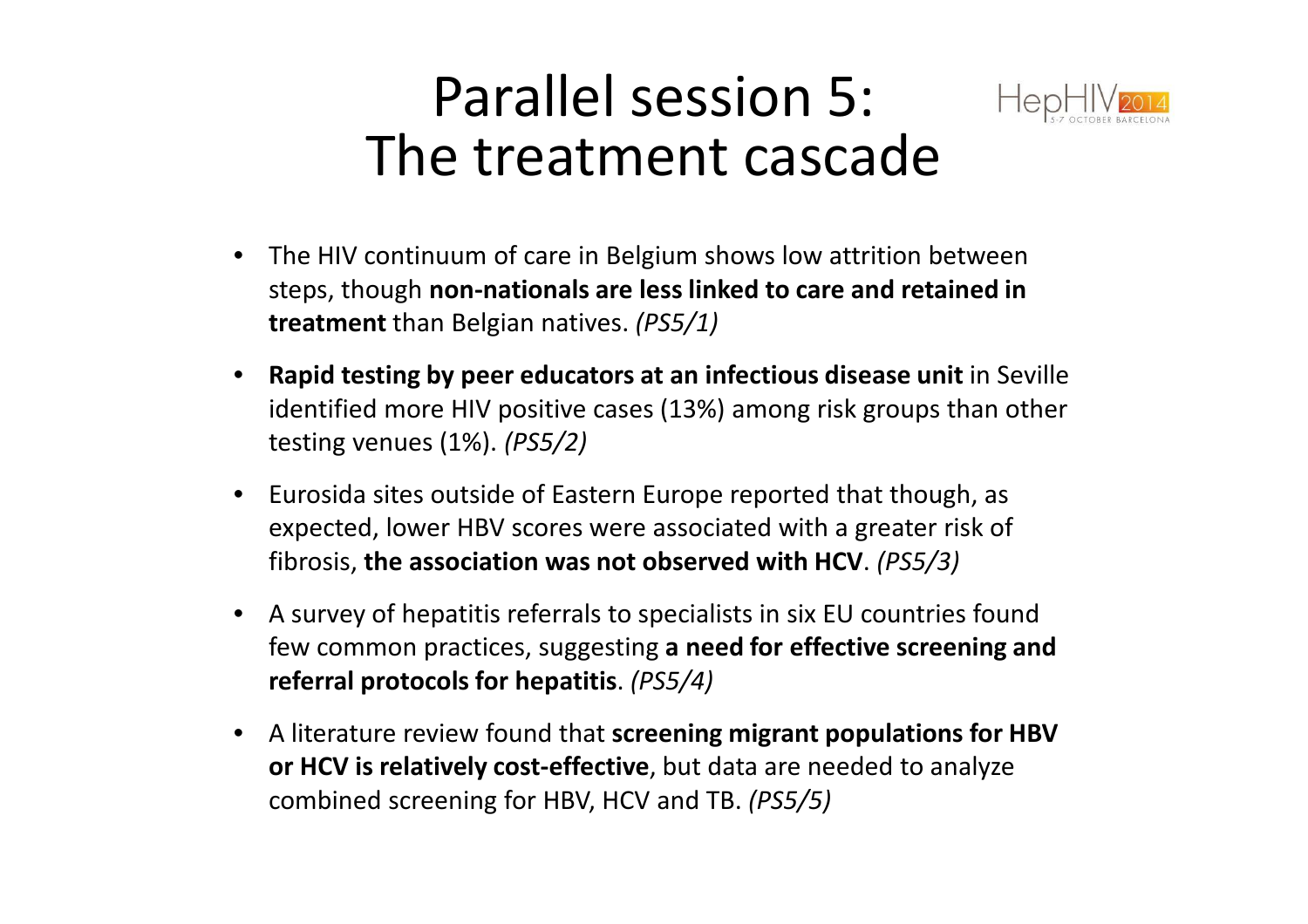# Parallel session 5: The treatment cascade

- The HIV continuum of care in Belgium shows low attrition between steps, though **non-nationals are less linked to care and retained in treatment** than Belgian natives. *(PS5/1)*
- **Rapid testing by peer educators at an infectious disease unit** in Seville identified more HIV positive cases (13%) among risk groups than other testing venues (1%). *(PS5/2)*
- Eurosida sites outside of Eastern Europe reported that though, as expected, lower HBV scores were associated with a greater risk of fibrosis, **the association was not observed with HCV**. *(PS5/3)*
- A survey of hepatitis referrals to specialists in six EU countries found few common practices, suggesting **a need for effective screening and referral protocols for hepatitis**. *(PS5/4)*
- A literature review found that **screening migrant populations for HBV or HCV is relatively cost-effective**, but data are needed to analyze combined screening for HBV, HCV and TB. *(PS5/5)*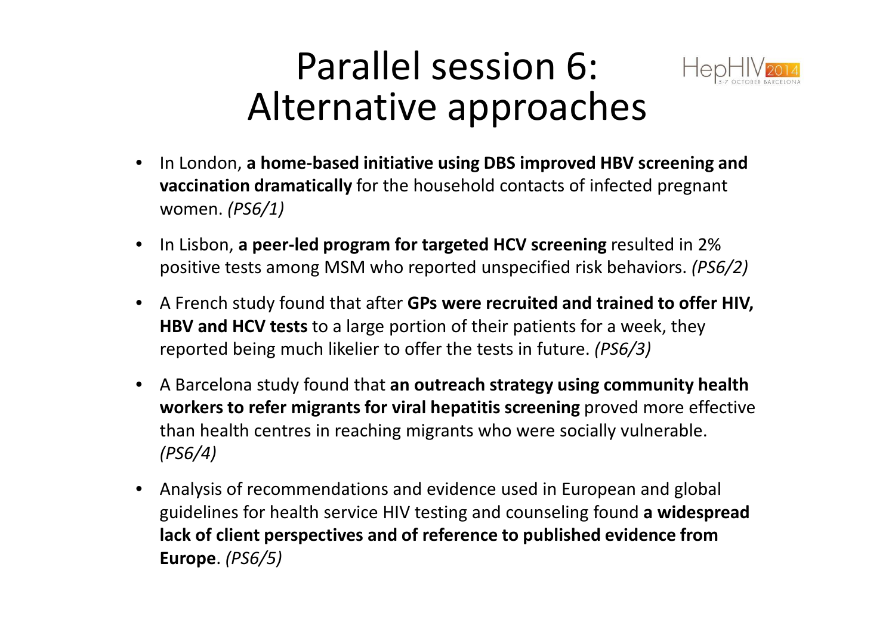# Parallel session 6: Alternative approaches

- In London, **a home-based initiative using DBS improved HBV screening and vaccination dramatically** for the household contacts of infected pregnant women. *(PS6/1)*
- In Lisbon, **a peer-led program for targeted HCV screening** resulted in 2% positive tests among MSM who reported unspecified risk behaviors. *(PS6/2)*
- A French study found that after **GPs were recruited and trained to offer HIV, HBV and HCV tests** to a large portion of their patients for a week, they reported being much likelier to offer the tests in future. *(PS6/3)*
- A Barcelona study found that **an outreach strategy using community health workers to refer migrants for viral hepatitis screening** proved more effective than health centres in reaching migrants who were socially vulnerable. *(PS6/4)*
- Analysis of recommendations and evidence used in European and global guidelines for health service HIV testing and counseling found **a widespread lack of client perspectives and of reference to published evidence from Europe**. *(PS6/5)*